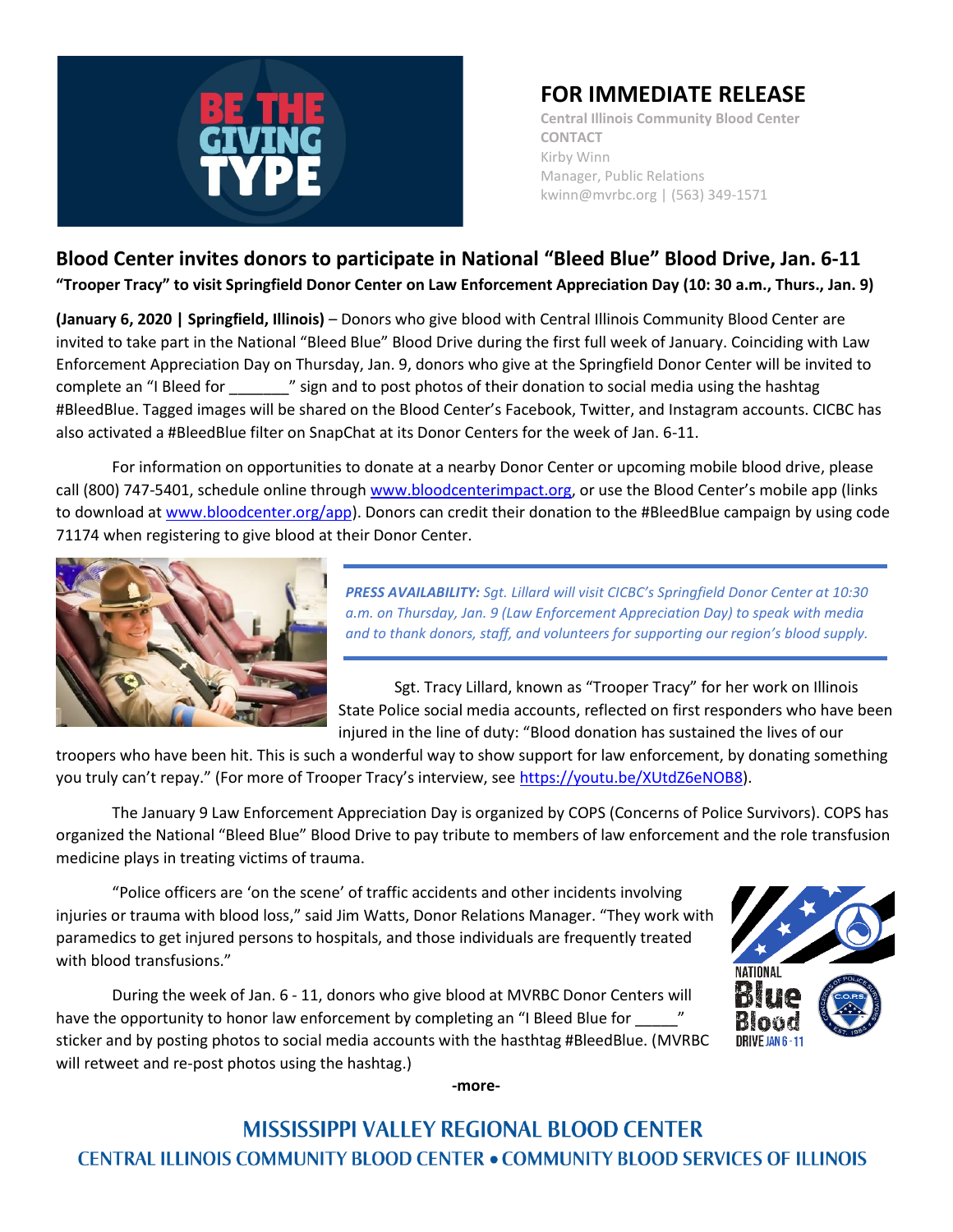BE THE GIVING TYPE

# FOR IMMEDIATE RELEASE

Central Illinois Community Blood Center
CONTACT
Kirby Winn
Manager, Public Relations
kwinn@mvrbc.org | (563) 349-1571

## Blood Center invites donors to participate in National "Bleed Blue" Blood Drive, Jan. 6-11

**"Trooper Tracy" to visit Springfield Donor Center on Law Enforcement Appreciation Day (10: 30 a.m., Thurs., Jan. 9)**

**(January 6, 2020 | Springfield, Illinois)** – Donors who give blood with Central Illinois Community Blood Center are invited to take part in the National "Bleed Blue" Blood Drive during the first full week of January. Coinciding with Law Enforcement Appreciation Day on Thursday, Jan. 9, donors who give at the Springfield Donor Center will be invited to complete an "I Bleed for _______" sign and to post photos of their donation to social media using the hashtag #BleedBlue. Tagged images will be shared on the Blood Center's Facebook, Twitter, and Instagram accounts. CICBC has also activated a #BleedBlue filter on SnapChat at its Donor Centers for the week of Jan. 6-11.

For information on opportunities to donate at a nearby Donor Center or upcoming mobile blood drive, please call (800) 747-5401, schedule online through www.bloodcenterimpact.org, or use the Blood Center's mobile app (links to download at www.bloodcenter.org/app). Donors can credit their donation to the #BleedBlue campaign by using code 71174 when registering to give blood at their Donor Center.

***PRESS AVAILABILITY:*** *Sgt. Lillard will visit CICBC's Springfield Donor Center at 10:30 a.m. on Thursday, Jan. 9 (Law Enforcement Appreciation Day) to speak with media and to thank donors, staff, and volunteers for supporting our region's blood supply.*

Sgt. Tracy Lillard, known as "Trooper Tracy" for her work on Illinois State Police social media accounts, reflected on first responders who have been injured in the line of duty: "Blood donation has sustained the lives of our troopers who have been hit. This is such a wonderful way to show support for law enforcement, by donating something you truly can't repay." (For more of Trooper Tracy's interview, see https://youtu.be/XUtdZ6eNOB8).

The January 9 Law Enforcement Appreciation Day is organized by COPS (Concerns of Police Survivors). COPS has organized the National "Bleed Blue" Blood Drive to pay tribute to members of law enforcement and the role transfusion medicine plays in treating victims of trauma.

"Police officers are 'on the scene' of traffic accidents and other incidents involving injuries or trauma with blood loss," said Jim Watts, Donor Relations Manager. "They work with paramedics to get injured persons to hospitals, and those individuals are frequently treated with blood transfusions."

During the week of Jan. 6 - 11, donors who give blood at MVRBC Donor Centers will have the opportunity to honor law enforcement by completing an "I Bleed Blue for _____" sticker and by posting photos to social media accounts with the hasthtag #BleedBlue. (MVRBC will retweet and re-post photos using the hashtag.)

NATIONAL Blue Blood DRIVE JAN 6 - 11

-more-

MISSISSIPPI VALLEY REGIONAL BLOOD CENTER
CENTRAL ILLINOIS COMMUNITY BLOOD CENTER • COMMUNITY BLOOD SERVICES OF ILLINOIS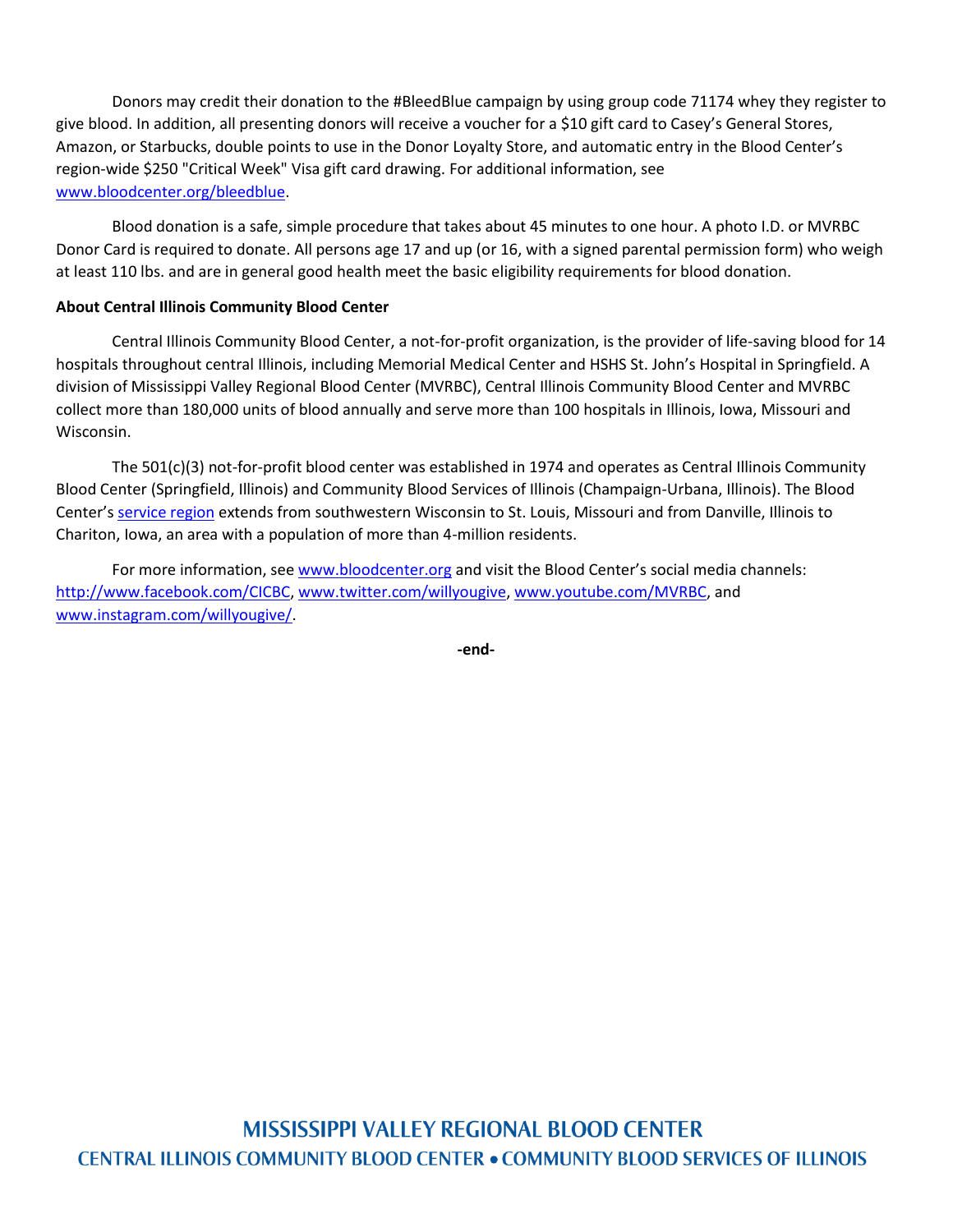Donors may credit their donation to the #BleedBlue campaign by using group code 71174 whey they register to give blood. In addition, all presenting donors will receive a voucher for a $10 gift card to Casey's General Stores, Amazon, or Starbucks, double points to use in the Donor Loyalty Store, and automatic entry in the Blood Center's region-wide $250 "Critical Week" Visa gift card drawing. For additional information, see www.bloodcenter.org/bleedblue.

Blood donation is a safe, simple procedure that takes about 45 minutes to one hour. A photo I.D. or MVRBC Donor Card is required to donate. All persons age 17 and up (or 16, with a signed parental permission form) who weigh at least 110 lbs. and are in general good health meet the basic eligibility requirements for blood donation.

**About Central Illinois Community Blood Center**

Central Illinois Community Blood Center, a not-for-profit organization, is the provider of life-saving blood for 14 hospitals throughout central Illinois, including Memorial Medical Center and HSHS St. John's Hospital in Springfield. A division of Mississippi Valley Regional Blood Center (MVRBC), Central Illinois Community Blood Center and MVRBC collect more than 180,000 units of blood annually and serve more than 100 hospitals in Illinois, Iowa, Missouri and Wisconsin.

The 501(c)(3) not-for-profit blood center was established in 1974 and operates as Central Illinois Community Blood Center (Springfield, Illinois) and Community Blood Services of Illinois (Champaign-Urbana, Illinois). The Blood Center's service region extends from southwestern Wisconsin to St. Louis, Missouri and from Danville, Illinois to Chariton, Iowa, an area with a population of more than 4-million residents.

For more information, see www.bloodcenter.org and visit the Blood Center's social media channels: http://www.facebook.com/CICBC, www.twitter.com/willyougive, www.youtube.com/MVRBC, and www.instagram.com/willyougive/.

**-end-**

MISSISSIPPI VALLEY REGIONAL BLOOD CENTER

CENTRAL ILLINOIS COMMUNITY BLOOD CENTER • COMMUNITY BLOOD SERVICES OF ILLINOIS